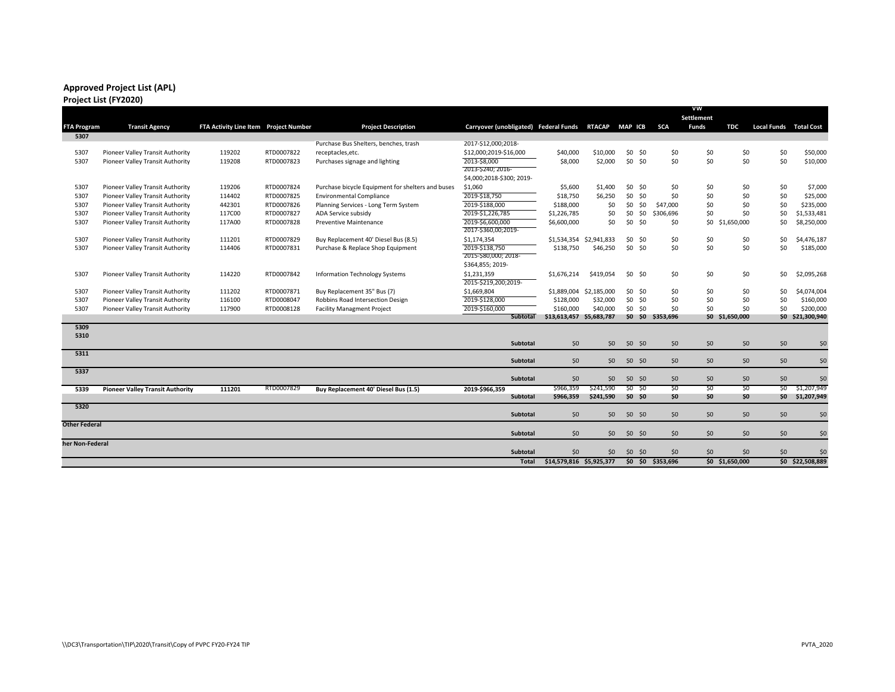## Approved Project List (APL)

### Project List (FY2020)

| FTA Program | Transit Agency | FTA Activity Line Item | Project Number | Project Description | Carryover (unobligated) | Federal Funds | RTACAP | MAP | ICB | SCA | VW Settlement Funds | TDC | Local Funds | Total Cost |
|---|---|---|---|---|---|---|---|---|---|---|---|---|---|---|
| 5307 | | | | | | | | | | | | | | |
| 5307 | Pioneer Valley Transit Authority | 119202 | RTD0007822 | Purchase Bus Shelters, benches, trash receptacles,etc. | 2017-$12,000;2018-$12,000;2019-$16,000 | $40,000 | $10,000 | $0 | $0 | $0 | $0 | $0 | $0 | $50,000 |
| 5307 | Pioneer Valley Transit Authority | 119208 | RTD0007823 | Purchases signage and lighting | 2013-$8,000 | $8,000 | $2,000 | $0 | $0 | $0 | $0 | $0 | $0 | $10,000 |
| 5307 | Pioneer Valley Transit Authority | 119206 | RTD0007824 | Purchase bicycle Equipment for shelters and buses | 2013-$240; 2016-$4,000;2018-$300; 2019-$1,060 | $5,600 | $1,400 | $0 | $0 | $0 | $0 | $0 | $0 | $7,000 |
| 5307 | Pioneer Valley Transit Authority | 114402 | RTD0007825 | Environmental Compliance | 2019-$18,750 | $18,750 | $6,250 | $0 | $0 | $0 | $0 | $0 | $0 | $25,000 |
| 5307 | Pioneer Valley Transit Authority | 442301 | RTD0007826 | Planning Services - Long Term System | 2019-$188,000 | $188,000 | $0 | $0 | $0 | $47,000 | $0 | $0 | $0 | $235,000 |
| 5307 | Pioneer Valley Transit Authority | 117C00 | RTD0007827 | ADA Service subsidy | 2019-$1,226,785 | $1,226,785 | $0 | $0 | $0 | $306,696 | $0 | $0 | $0 | $1,533,481 |
| 5307 | Pioneer Valley Transit Authority | 117A00 | RTD0007828 | Preventive Maintenance | 2019-$6,600,000 | $6,600,000 | $0 | $0 | $0 | $0 | $0 | $1,650,000 | $0 | $8,250,000 |
| 5307 | Pioneer Valley Transit Authority | 111201 | RTD0007829 | Buy Replacement 40' Diesel Bus (8.5) | 2017-$360,00;2019-$1,174,354 | $1,534,354 | $2,941,833 | $0 | $0 | $0 | $0 | $0 | $0 | $4,476,187 |
| 5307 | Pioneer Valley Transit Authority | 114406 | RTD0007831 | Purchase & Replace Shop Equipment | 2019-$138,750 | $138,750 | $46,250 | $0 | $0 | $0 | $0 | $0 | $0 | $185,000 |
| 5307 | Pioneer Valley Transit Authority | 114220 | RTD0007842 | Information Technology Systems | 2015-$80,000; 2018-$364,855; 2019-$1,231,359 | $1,676,214 | $419,054 | $0 | $0 | $0 | $0 | $0 | $0 | $2,095,268 |
| 5307 | Pioneer Valley Transit Authority | 111202 | RTD0007871 | Buy Replacement 35" Bus (7) | 2015-$219,200;2019-$1,669,804 | $1,889,004 | $2,185,000 | $0 | $0 | $0 | $0 | $0 | $0 | $4,074,004 |
| 5307 | Pioneer Valley Transit Authority | 116100 | RTD0008047 | Robbins Road Intersection Design | 2019-$128,000 | $128,000 | $32,000 | $0 | $0 | $0 | $0 | $0 | $0 | $160,000 |
| 5307 | Pioneer Valley Transit Authority | 117900 | RTD0008128 | Facility Managment Project | 2019-$160,000 | $160,000 | $40,000 | $0 | $0 | $0 | $0 | $0 | $0 | $200,000 |
| | | | | | **Subtotal** | **$13,613,457** | **$5,683,787** | **$0** | **$0** | **$353,696** | **$0** | **$1,650,000** | **$0** | **$21,300,940** |
| 5309 | | | | | | | | | | | | | | |
| 5310 | | | | | | | | | | | | | | |
| | | | | | **Subtotal** | $0 | $0 | $0 | $0 | $0 | $0 | $0 | $0 | $0 |
| 5311 | | | | | | | | | | | | | | |
| | | | | | **Subtotal** | $0 | $0 | $0 | $0 | $0 | $0 | $0 | $0 | $0 |
| 5337 | | | | | | | | | | | | | | |
| | | | | | **Subtotal** | $0 | $0 | $0 | $0 | $0 | $0 | $0 | $0 | $0 |
| 5339 | **Pioneer Valley Transit Authority** | **111201** | RTD0007829 | **Buy Replacement 40' Diesel Bus (1.5)** | **2019-$966,359** | $966,359 | $241,590 | $0 | $0 | $0 | $0 | $0 | $0 | $1,207,949 |
| | | | | | **Subtotal** | **$966,359** | **$241,590** | **$0** | **$0** | **$0** | **$0** | **$0** | **$0** | **$1,207,949** |
| 5320 | | | | | | | | | | | | | | |
| | | | | | **Subtotal** | $0 | $0 | $0 | $0 | $0 | $0 | $0 | $0 | $0 |
| Other Federal | | | | | | | | | | | | | | |
| | | | | | **Subtotal** | $0 | $0 | $0 | $0 | $0 | $0 | $0 | $0 | $0 |
| her Non-Federal | | | | | | | | | | | | | | |
| | | | | | **Subtotal** | $0 | $0 | $0 | $0 | $0 | $0 | $0 | $0 | $0 |
| | | | | | **Total** | **$14,579,816** | **$5,925,377** | **$0** | **$0** | **$353,696** | **$0** | **$1,650,000** | **$0** | **$22,508,889** |

\\DC3\Transportation\TIP\2020\Transit\Copy of PVPC FY20-FY24 TIP

PVTA_2020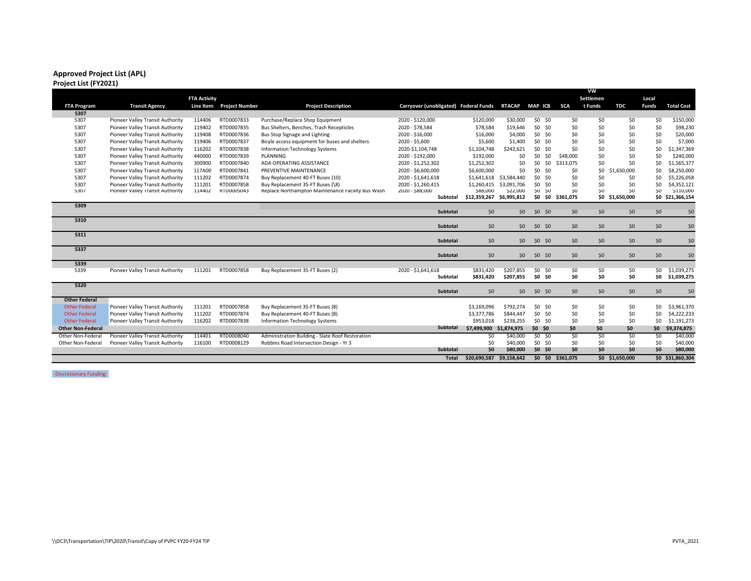## Approved Project List (APL)

### Project List (FY2021)

| FTA Program | Transit Agency | FTA Activity Line Item | Project Number | Project Description | Carryover (unobligated) | Federal Funds | RTACAP | MAP | ICB | SCA | VW Settlement Funds | TDC | Local Funds | Total Cost |
|---|---|---|---|---|---|---|---|---|---|---|---|---|---|---|
| **5307** | | | | | | | | | | | | | | |
| 5307 | Pioneer Valley Transit Authority | 114406 | RTD0007833 | Purchase/Replace Shop Equipment | 2020 - $120,000 | $120,000 | $30,000 | $0 | $0 | $0 | $0 | $0 | $0 | $150,000 |
| 5307 | Pioneer Valley Transit Authority | 119402 | RTD0007835 | Bus Shelters, Benches, Trash Recepticles | 2020 - $78,584 | $78,584 | $19,646 | $0 | $0 | $0 | $0 | $0 | $0 | $98,230 |
| 5307 | Pioneer Valley Transit Authority | 119408 | RTD0007836 | Bus Stop Signage and Lighting | 2020 - $16,000 | $16,000 | $4,000 | $0 | $0 | $0 | $0 | $0 | $0 | $20,000 |
| 5307 | Pioneer Valley Transit Authority | 119406 | RTD0007837 | Bicyle access equipment for buses and shelters | 2020 - $5,600 | $5,600 | $1,400 | $0 | $0 | $0 | $0 | $0 | $0 | $7,000 |
| 5307 | Pioneer Valley Transit Authority | 116202 | RTD0007838 | Information Technology Systems | 2020-$1,104,748 | $1,104,748 | $242,621 | $0 | $0 | $0 | $0 | $0 | $0 | $1,347,369 |
| 5307 | Pioneer Valley Transit Authority | 440000 | RTD0007839 | PLANNING | 2020 - $192,000 | $192,000 | $0 | $0 | $0 | $48,000 | $0 | $0 | $0 | $240,000 |
| 5307 | Pioneer Valley Transit Authority | 300900 | RTD0007840 | ADA OPERATING ASSISTANCE | 2020 - $1,252,302 | $1,252,302 | $0 | $0 | $0 | $313,075 | $0 | $0 | $0 | $1,565,377 |
| 5307 | Pioneer Valley Transit Authority | 117A00 | RTD0007841 | PREVENTIVE MAINTENANCE | 2020 - $6,600,000 | $6,600,000 | $0 | $0 | $0 | $0 | $0 | $1,650,000 | $0 | $8,250,000 |
| 5307 | Pioneer Valley Transit Authority | 111202 | RTD0007874 | Buy Replacement 40-FT Buses (10) | 2020 - $1,641,618 | $1,641,618 | $3,584,440 | $0 | $0 | $0 | $0 | $0 | $0 | $5,226,058 |
| 5307 | Pioneer Valley Transit Authority | 111201 | RTD0007858 | Buy Replacement 35-FT Buses (\8) | 2020 - $1,260,415 | $1,260,415 | $3,091,706 | $0 | $0 | $0 | $0 | $0 | $0 | $4,352,121 |
| 5307 | Pioneer Valley Transit Authority | 114402 | RTD0005043 | Replace Northampton Maintenance Facility Bus Wash | 2020 - $88,000 | $88,000 | $22,000 | $0 | $0 | $0 | $0 | $0 | $0 | $110,000 |
| | | | | | **Subtotal** | **$12,359,267** | **$6,995,812** | **$0** | **$0** | **$361,075** | **$0** | **$1,650,000** | **$0** | **$21,366,154** |
| **5309** | | | | | | | | | | | | | | |
| | | | | | **Subtotal** | $0 | $0 | $0 | $0 | $0 | $0 | $0 | $0 | $0 |
| **5310** | | | | | | | | | | | | | | |
| | | | | | **Subtotal** | $0 | $0 | $0 | $0 | $0 | $0 | $0 | $0 | $0 |
| **5311** | | | | | | | | | | | | | | |
| | | | | | **Subtotal** | $0 | $0 | $0 | $0 | $0 | $0 | $0 | $0 | $0 |
| **5337** | | | | | | | | | | | | | | |
| | | | | | **Subtotal** | $0 | $0 | $0 | $0 | $0 | $0 | $0 | $0 | $0 |
| **5339** | | | | | | | | | | | | | | |
| 5339 | Pioneer Valley Transit Authority | 111201 | RTD0007858 | Buy Replacement 35-FT Buses (2) | 2020 - $1,641,618 | $831,420 | $207,855 | $0 | $0 | $0 | $0 | $0 | $0 | $1,039,275 |
| | | | | | **Subtotal** | **$831,420** | **$207,855** | **$0** | **$0** | **$0** | **$0** | **$0** | **$0** | **$1,039,275** |
| **5320** | | | | | | | | | | | | | | |
| | | | | | **Subtotal** | $0 | $0 | $0 | $0 | $0 | $0 | $0 | $0 | $0 |
| **Other Federal** | | | | | | | | | | | | | | |
| Other Federal | Pioneer Valley Transit Authority | 111201 | RTD0007858 | Buy Replacement 35-FT Buses (8) | | $3,169,096 | $792,274 | $0 | $0 | $0 | $0 | $0 | $0 | $3,961,370 |
| Other Federal | Pioneer Valley Transit Authority | 111202 | RTD0007874 | Buy Replacement 40-FT Buses (8) | | $3,377,786 | $844,447 | $0 | $0 | $0 | $0 | $0 | $0 | $4,222,233 |
| Other Federal | Pioneer Valley Transit Authority | 116202 | RTD0007838 | Information Technology Systems | | $953,018 | $238,255 | $0 | $0 | $0 | $0 | $0 | $0 | $1,191,273 |
| **Other Non-Federal** | | | | | **Subtotal** | **$7,499,900** | **$1,874,975** | **$0** | **$0** | **$0** | **$0** | **$0** | **$0** | **$9,374,875** |
| Other Non-Federal | Pioneer Valley Transit Authority | 114401 | RTD0008040 | Administration Building - Slate Roof Restoration | | $0 | $40,000 | $0 | $0 | $0 | $0 | $0 | $0 | $40,000 |
| Other Non-Federal | Pioneer Valley Transit Authority | 116100 | RTD0008129 | Robbins Road Intersection Design - Yr 3 | | $0 | $40,000 | $0 | $0 | $0 | $0 | $0 | $0 | $40,000 |
| | | | | | **Subtotal** | **$0** | **$80,000** | **$0** | **$0** | **$0** | **$0** | **$0** | **$0** | **$80,000** |
| | | | | | **Total** | **$20,690,587** | **$9,158,642** | **$0** | **$0** | **$361,075** | **$0** | **$1,650,000** | **$0** | **$31,860,304** |

Discretionary Funding

\\DC3\Transportation\TIP\2020\Transit\Copy of PVPC FY20-FY24 TIP

PVTA_2021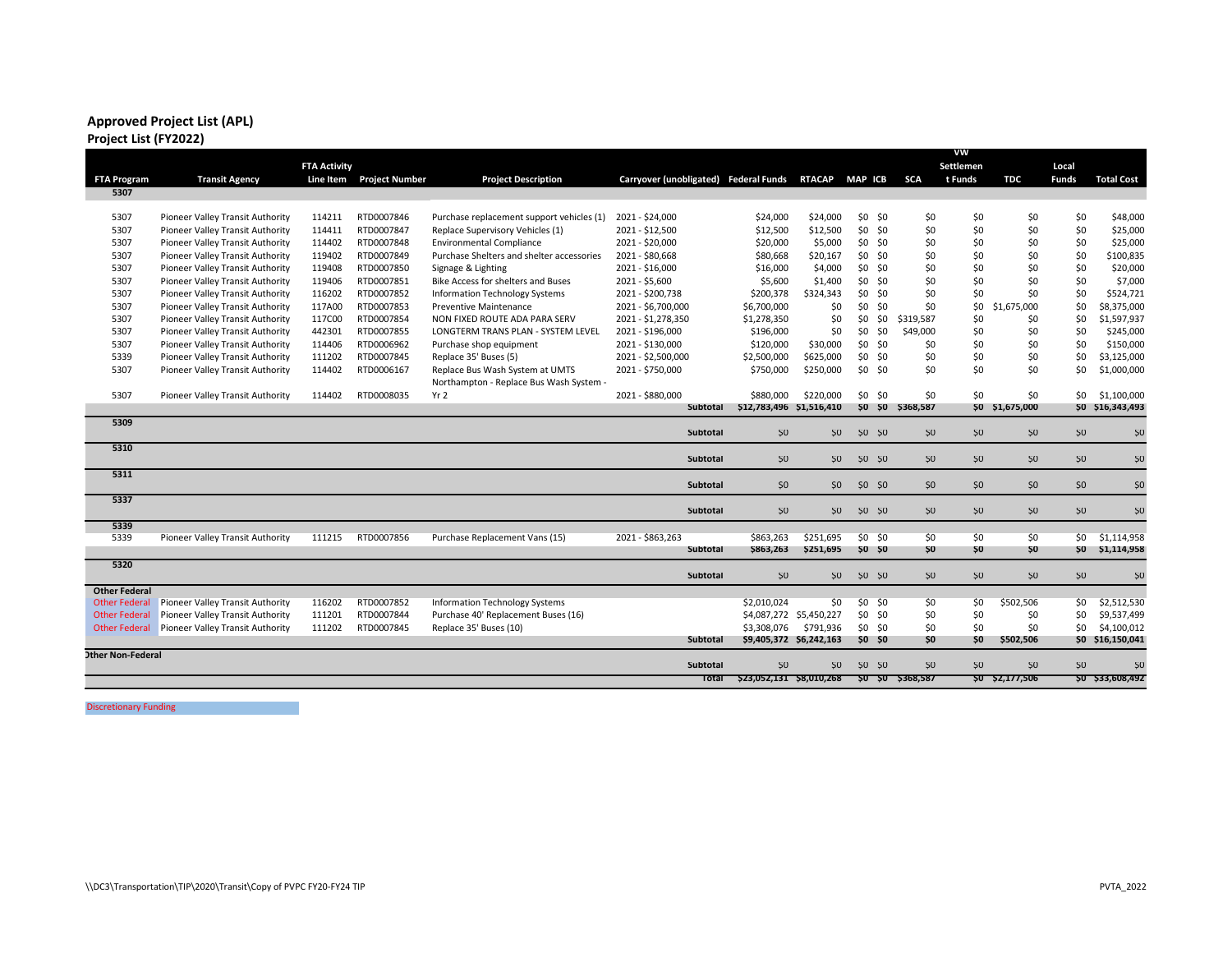## Approved Project List (APL)

### Project List (FY2022)

| FTA Program | Transit Agency | FTA Activity Line Item | Project Number | Project Description | Carryover (unobligated) | Federal Funds | RTACAP | MAP | ICB | SCA | VW Settlement Funds | TDC | Local Funds | Total Cost |
|---|---|---|---|---|---|---|---|---|---|---|---|---|---|---|
| **5307** | | | | | | | | | | | | | | |
| 5307 | Pioneer Valley Transit Authority | 114211 | RTD0007846 | Purchase replacement support vehicles (1) | 2021 - $24,000 | $24,000 | $24,000 | $0 | $0 | $0 | $0 | $0 | $0 | $48,000 |
| 5307 | Pioneer Valley Transit Authority | 114411 | RTD0007847 | Replace Supervisory Vehicles (1) | 2021 - $12,500 | $12,500 | $12,500 | $0 | $0 | $0 | $0 | $0 | $0 | $25,000 |
| 5307 | Pioneer Valley Transit Authority | 114402 | RTD0007848 | Environmental Compliance | 2021 - $20,000 | $20,000 | $5,000 | $0 | $0 | $0 | $0 | $0 | $0 | $25,000 |
| 5307 | Pioneer Valley Transit Authority | 119402 | RTD0007849 | Purchase Shelters and shelter accessories | 2021 - $80,668 | $80,668 | $20,167 | $0 | $0 | $0 | $0 | $0 | $0 | $100,835 |
| 5307 | Pioneer Valley Transit Authority | 119408 | RTD0007850 | Signage & Lighting | 2021 - $16,000 | $16,000 | $4,000 | $0 | $0 | $0 | $0 | $0 | $0 | $20,000 |
| 5307 | Pioneer Valley Transit Authority | 119406 | RTD0007851 | Bike Access for shelters and Buses | 2021 - $5,600 | $5,600 | $1,400 | $0 | $0 | $0 | $0 | $0 | $0 | $7,000 |
| 5307 | Pioneer Valley Transit Authority | 116202 | RTD0007852 | Information Technology Systems | 2021 - $200,738 | $200,378 | $324,343 | $0 | $0 | $0 | $0 | $0 | $0 | $524,721 |
| 5307 | Pioneer Valley Transit Authority | 117A00 | RTD0007853 | Preventive Maintenance | 2021 - $6,700,000 | $6,700,000 | $0 | $0 | $0 | $0 | $0 | $1,675,000 | $0 | $8,375,000 |
| 5307 | Pioneer Valley Transit Authority | 117C00 | RTD0007854 | NON FIXED ROUTE ADA PARA SERV | 2021 - $1,278,350 | $1,278,350 | $0 | $0 | $0 | $319,587 | $0 | $0 | $0 | $1,597,937 |
| 5307 | Pioneer Valley Transit Authority | 442301 | RTD0007855 | LONGTERM TRANS PLAN - SYSTEM LEVEL | 2021 - $196,000 | $196,000 | $0 | $0 | $0 | $49,000 | $0 | $0 | $0 | $245,000 |
| 5307 | Pioneer Valley Transit Authority | 114406 | RTD0006962 | Purchase shop equipment | 2021 - $130,000 | $120,000 | $30,000 | $0 | $0 | $0 | $0 | $0 | $0 | $150,000 |
| 5339 | Pioneer Valley Transit Authority | 111202 | RTD0007845 | Replace 35' Buses (5) | 2021 - $2,500,000 | $2,500,000 | $625,000 | $0 | $0 | $0 | $0 | $0 | $0 | $3,125,000 |
| 5307 | Pioneer Valley Transit Authority | 114402 | RTD0006167 | Replace Bus Wash System at UMTS | 2021 - $750,000 | $750,000 | $250,000 | $0 | $0 | $0 | $0 | $0 | $0 | $1,000,000 |
| 5307 | Pioneer Valley Transit Authority | 114402 | RTD0008035 | Northampton - Replace Bus Wash System - Yr 2 | 2021 - $880,000 | $880,000 | $220,000 | $0 | $0 | $0 | $0 | $0 | $0 | $1,100,000 |
| | | | | | **Subtotal** | **$12,783,496** | **$1,516,410** | **$0** | **$0** | **$368,587** | **$0** | **$1,675,000** | **$0** | **$16,343,493** |
| **5309** | | | | | | | | | | | | | | |
| | | | | | **Subtotal** | $0 | $0 | $0 | $0 | $0 | $0 | $0 | $0 | $0 |
| **5310** | | | | | | | | | | | | | | |
| | | | | | **Subtotal** | $0 | $0 | $0 | $0 | $0 | $0 | $0 | $0 | $0 |
| **5311** | | | | | | | | | | | | | | |
| | | | | | **Subtotal** | $0 | $0 | $0 | $0 | $0 | $0 | $0 | $0 | $0 |
| **5337** | | | | | | | | | | | | | | |
| | | | | | **Subtotal** | $0 | $0 | $0 | $0 | $0 | $0 | $0 | $0 | $0 |
| **5339** | | | | | | | | | | | | | | |
| 5339 | Pioneer Valley Transit Authority | 111215 | RTD0007856 | Purchase Replacement Vans (15) | 2021 - $863,263 | $863,263 | $251,695 | $0 | $0 | $0 | $0 | $0 | $0 | $1,114,958 |
| | | | | | **Subtotal** | **$863,263** | **$251,695** | **$0** | **$0** | **$0** | **$0** | **$0** | **$0** | **$1,114,958** |
| **5320** | | | | | | | | | | | | | | |
| | | | | | **Subtotal** | $0 | $0 | $0 | $0 | $0 | $0 | $0 | $0 | $0 |
| **Other Federal** | | | | | | | | | | | | | | |
| Other Federal | Pioneer Valley Transit Authority | 116202 | RTD0007852 | Information Technology Systems | | $2,010,024 | $0 | $0 | $0 | $0 | $0 | $502,506 | $0 | $2,512,530 |
| Other Federal | Pioneer Valley Transit Authority | 111201 | RTD0007844 | Purchase 40' Replacement Buses (16) | | $4,087,272 | $5,450,227 | $0 | $0 | $0 | $0 | $0 | $0 | $9,537,499 |
| Other Federal | Pioneer Valley Transit Authority | 111202 | RTD0007845 | Replace 35' Buses (10) | | $3,308,076 | $791,936 | $0 | $0 | $0 | $0 | $0 | $0 | $4,100,012 |
| | | | | | **Subtotal** | **$9,405,372** | **$6,242,163** | **$0** | **$0** | **$0** | **$0** | **$502,506** | **$0** | **$16,150,041** |
| **Other Non-Federal** | | | | | | | | | | | | | | |
| | | | | | **Subtotal** | $0 | $0 | $0 | $0 | $0 | $0 | $0 | $0 | $0 |
| | | | | | **Total** | **$23,052,131** | **$8,010,268** | **$0** | **$0** | **$368,587** | **$0** | **$2,177,506** | **$0** | **$33,608,492** |

Discretionary Funding

\\DC3\Transportation\TIP\2020\Transit\Copy of PVPC FY20-FY24 TIP

PVTA_2022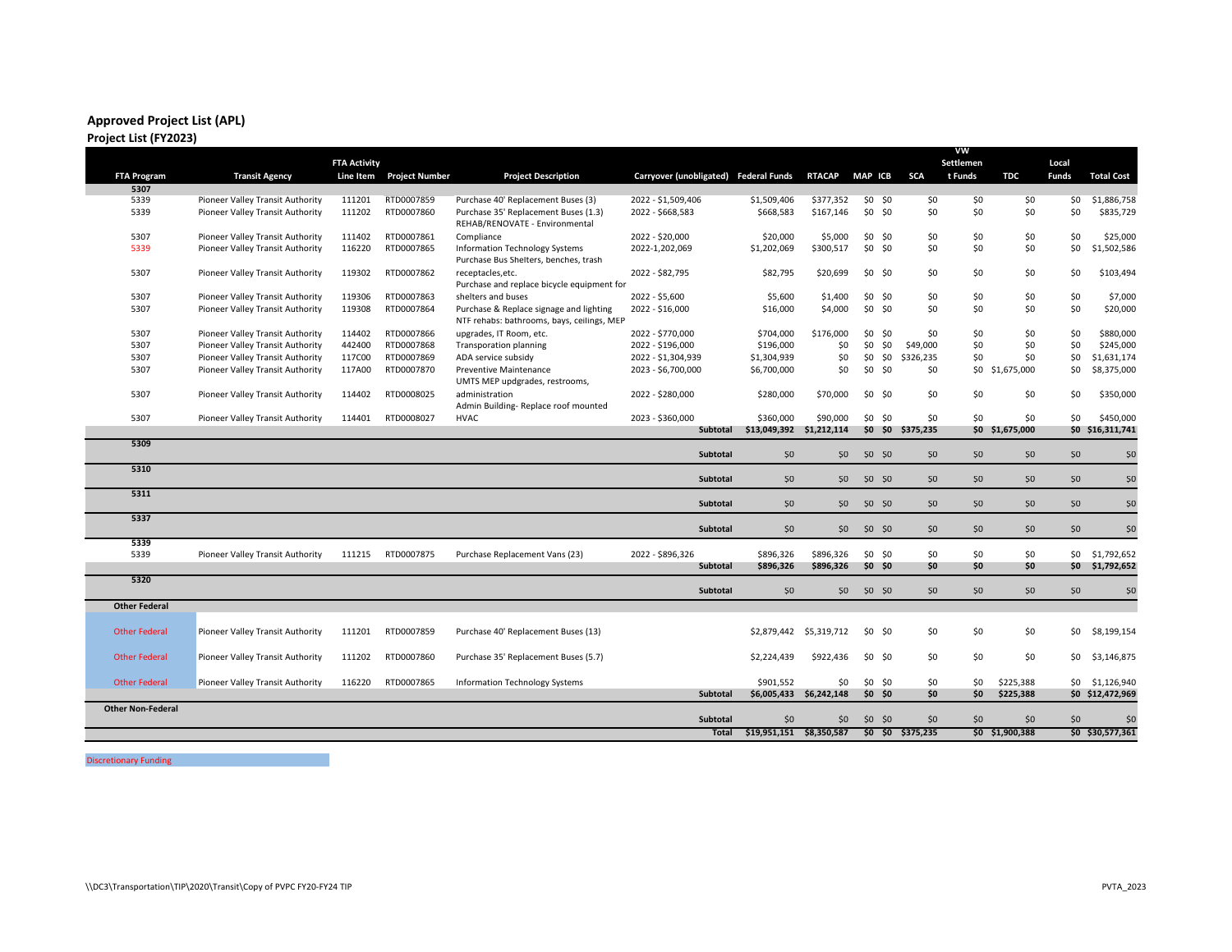## Approved Project List (APL)

### Project List (FY2023)

| FTA Program | Transit Agency | FTA Activity Line Item | Project Number | Project Description | Carryover (unobligated) | Federal Funds | RTACAP | MAP | ICB | SCA | VW Settlement Funds | TDC | Local Funds | Total Cost |
|---|---|---|---|---|---|---|---|---|---|---|---|---|---|---|
| 5307 | | | | | | | | | | | | | | |
| 5339 | Pioneer Valley Transit Authority | 111201 | RTD0007859 | Purchase 40' Replacement Buses (3) | 2022 - $1,509,406 | $1,509,406 | $377,352 | $0 | $0 | $0 | $0 | $0 | $0 | $1,886,758 |
| 5339 | Pioneer Valley Transit Authority | 111202 | RTD0007860 | Purchase 35' Replacement Buses (1.3) | 2022 - $668,583 | $668,583 | $167,146 | $0 | $0 | $0 | $0 | $0 | $0 | $835,729 |
| 5307 | Pioneer Valley Transit Authority | 111402 | RTD0007861 | REHAB/RENOVATE - Environmental Compliance | 2022 - $20,000 | $20,000 | $5,000 | $0 | $0 | $0 | $0 | $0 | $0 | $25,000 |
| 5339 | Pioneer Valley Transit Authority | 116220 | RTD0007865 | Information Technology Systems | 2022-1,202,069 | $1,202,069 | $300,517 | $0 | $0 | $0 | $0 | $0 | $0 | $1,502,586 |
| 5307 | Pioneer Valley Transit Authority | 119302 | RTD0007862 | Purchase Bus Shelters, benches, trash receptacles,etc. | 2022 - $82,795 | $82,795 | $20,699 | $0 | $0 | $0 | $0 | $0 | $0 | $103,494 |
| 5307 | Pioneer Valley Transit Authority | 119306 | RTD0007863 | Purchase and replace bicycle equipment for shelters and buses | 2022 - $5,600 | $5,600 | $1,400 | $0 | $0 | $0 | $0 | $0 | $0 | $7,000 |
| 5307 | Pioneer Valley Transit Authority | 119308 | RTD0007864 | Purchase & Replace signage and lighting | 2022 - $16,000 | $16,000 | $4,000 | $0 | $0 | $0 | $0 | $0 | $0 | $20,000 |
| 5307 | Pioneer Valley Transit Authority | 114402 | RTD0007866 | NTF rehabs: bathrooms, bays, ceilings, MEP upgrades, IT Room, etc. | 2022 - $770,000 | $704,000 | $176,000 | $0 | $0 | $0 | $0 | $0 | $0 | $880,000 |
| 5307 | Pioneer Valley Transit Authority | 442400 | RTD0007868 | Transporation planning | 2022 - $196,000 | $196,000 | $0 | $0 | $0 | $49,000 | $0 | $0 | $0 | $245,000 |
| 5307 | Pioneer Valley Transit Authority | 117C00 | RTD0007869 | ADA service subsidy | 2022 - $1,304,939 | $1,304,939 | $0 | $0 | $0 | $326,235 | $0 | $0 | $0 | $1,631,174 |
| 5307 | Pioneer Valley Transit Authority | 117A00 | RTD0007870 | Preventive Maintenance | 2023 - $6,700,000 | $6,700,000 | $0 | $0 | $0 | $0 | $0 | $1,675,000 | $0 | $8,375,000 |
| 5307 | Pioneer Valley Transit Authority | 114402 | RTD0008025 | UMTS MEP updgrades, restrooms, administration | 2022 - $280,000 | $280,000 | $70,000 | $0 | $0 | $0 | $0 | $0 | $0 | $350,000 |
| 5307 | Pioneer Valley Transit Authority | 114401 | RTD0008027 | Admin Building- Replace roof mounted HVAC | 2023 - $360,000 | $360,000 | $90,000 | $0 | $0 | $0 | $0 | $0 | $0 | $450,000 |
| | | | | | Subtotal | $13,049,392 | $1,212,114 | $0 | $0 | $375,235 | $0 | $1,675,000 | $0 | $16,311,741 |
| 5309 | | | | | | | | | | | | | | |
| | | | | | Subtotal | $0 | $0 | $0 | $0 | $0 | $0 | $0 | $0 | $0 |
| 5310 | | | | | | | | | | | | | | |
| | | | | | Subtotal | $0 | $0 | $0 | $0 | $0 | $0 | $0 | $0 | $0 |
| 5311 | | | | | | | | | | | | | | |
| | | | | | Subtotal | $0 | $0 | $0 | $0 | $0 | $0 | $0 | $0 | $0 |
| 5337 | | | | | | | | | | | | | | |
| | | | | | Subtotal | $0 | $0 | $0 | $0 | $0 | $0 | $0 | $0 | $0 |
| 5339 | | | | | | | | | | | | | | |
| 5339 | Pioneer Valley Transit Authority | 111215 | RTD0007875 | Purchase Replacement Vans (23) | 2022 - $896,326 | $896,326 | $896,326 | $0 | $0 | $0 | $0 | $0 | $0 | $1,792,652 |
| | | | | | Subtotal | $896,326 | $896,326 | $0 | $0 | $0 | $0 | $0 | $0 | $1,792,652 |
| 5320 | | | | | | | | | | | | | | |
| | | | | | Subtotal | $0 | $0 | $0 | $0 | $0 | $0 | $0 | $0 | $0 |
| Other Federal | | | | | | | | | | | | | | |
| Other Federal | Pioneer Valley Transit Authority | 111201 | RTD0007859 | Purchase 40' Replacement Buses (13) | | $2,879,442 | $5,319,712 | $0 | $0 | $0 | $0 | $0 | $0 | $8,199,154 |
| Other Federal | Pioneer Valley Transit Authority | 111202 | RTD0007860 | Purchase 35' Replacement Buses (5.7) | | $2,224,439 | $922,436 | $0 | $0 | $0 | $0 | $0 | $0 | $3,146,875 |
| Other Federal | Pioneer Valley Transit Authority | 116220 | RTD0007865 | Information Technology Systems | | $901,552 | $0 | $0 | $0 | $0 | $0 | $225,388 | $0 | $1,126,940 |
| | | | | | Subtotal | $6,005,433 | $6,242,148 | $0 | $0 | $0 | $0 | $225,388 | $0 | $12,472,969 |
| Other Non-Federal | | | | | | | | | | | | | | |
| | | | | | Subtotal | $0 | $0 | $0 | $0 | $0 | $0 | $0 | $0 | $0 |
| | | | | | Total | $19,951,151 | $8,350,587 | $0 | $0 | $375,235 | $0 | $1,900,388 | $0 | $30,577,361 |

Discretionary Funding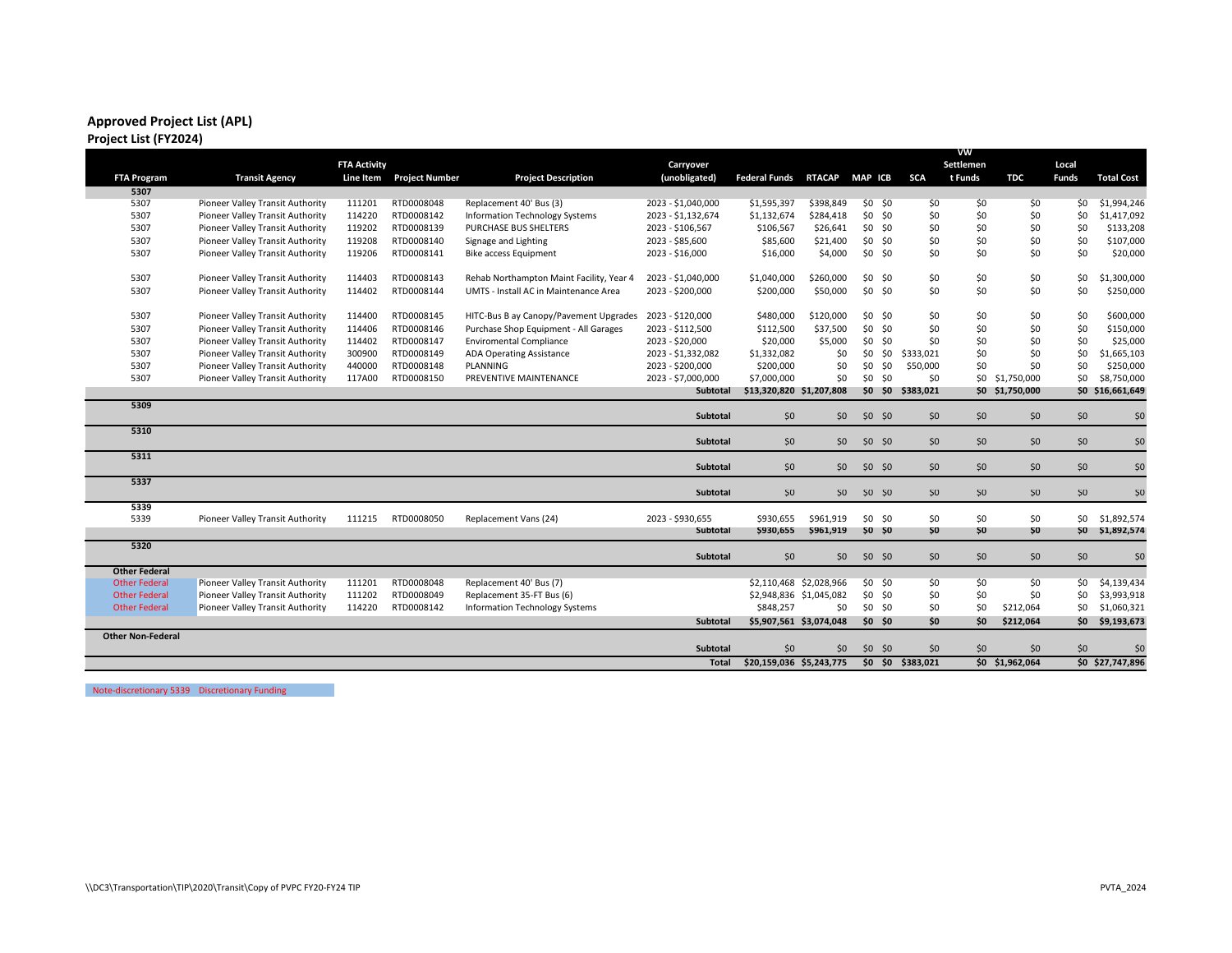## Approved Project List (APL)
### Project List (FY2024)

| FTA Program | Transit Agency | FTA Activity Line Item | Project Number | Project Description | Carryover (unobligated) | Federal Funds | RTACAP | MAP | ICB | SCA | VW Settlement Funds | TDC | Local Funds | Total Cost |
|---|---|---|---|---|---|---|---|---|---|---|---|---|---|---|
| **5307** | | | | | | | | | | | | | | |
| 5307 | Pioneer Valley Transit Authority | 111201 | RTD0008048 | Replacement 40' Bus (3) | 2023 - $1,040,000 | $1,595,397 | $398,849 | $0 | $0 | $0 | $0 | $0 | $0 | $1,994,246 |
| 5307 | Pioneer Valley Transit Authority | 114220 | RTD0008142 | Information Technology Systems | 2023 - $1,132,674 | $1,132,674 | $284,418 | $0 | $0 | $0 | $0 | $0 | $0 | $1,417,092 |
| 5307 | Pioneer Valley Transit Authority | 119202 | RTD0008139 | PURCHASE BUS SHELTERS | 2023 - $106,567 | $106,567 | $26,641 | $0 | $0 | $0 | $0 | $0 | $0 | $133,208 |
| 5307 | Pioneer Valley Transit Authority | 119208 | RTD0008140 | Signage and Lighting | 2023 - $85,600 | $85,600 | $21,400 | $0 | $0 | $0 | $0 | $0 | $0 | $107,000 |
| 5307 | Pioneer Valley Transit Authority | 119206 | RTD0008141 | Bike access Equipment | 2023 - $16,000 | $16,000 | $4,000 | $0 | $0 | $0 | $0 | $0 | $0 | $20,000 |
| 5307 | Pioneer Valley Transit Authority | 114403 | RTD0008143 | Rehab Northampton Maint Facility, Year 4 | 2023 - $1,040,000 | $1,040,000 | $260,000 | $0 | $0 | $0 | $0 | $0 | $0 | $1,300,000 |
| 5307 | Pioneer Valley Transit Authority | 114402 | RTD0008144 | UMTS - Install AC in Maintenance Area | 2023 - $200,000 | $200,000 | $50,000 | $0 | $0 | $0 | $0 | $0 | $0 | $250,000 |
| 5307 | Pioneer Valley Transit Authority | 114400 | RTD0008145 | HITC-Bus B ay Canopy/Pavement Upgrades | 2023 - $120,000 | $480,000 | $120,000 | $0 | $0 | $0 | $0 | $0 | $0 | $600,000 |
| 5307 | Pioneer Valley Transit Authority | 114406 | RTD0008146 | Purchase Shop Equipment - All Garages | 2023 - $112,500 | $112,500 | $37,500 | $0 | $0 | $0 | $0 | $0 | $0 | $150,000 |
| 5307 | Pioneer Valley Transit Authority | 114402 | RTD0008147 | Enviromental Compliance | 2023 - $20,000 | $20,000 | $5,000 | $0 | $0 | $0 | $0 | $0 | $0 | $25,000 |
| 5307 | Pioneer Valley Transit Authority | 300900 | RTD0008149 | ADA Operating Assistance | 2023 - $1,332,082 | $1,332,082 | $0 | $0 | $0 | $333,021 | $0 | $0 | $0 | $1,665,103 |
| 5307 | Pioneer Valley Transit Authority | 440000 | RTD0008148 | PLANNING | 2023 - $200,000 | $200,000 | $0 | $0 | $0 | $50,000 | $0 | $0 | $0 | $250,000 |
| 5307 | Pioneer Valley Transit Authority | 117A00 | RTD0008150 | PREVENTIVE MAINTENANCE | 2023 - $7,000,000 | $7,000,000 | $0 | $0 | $0 | $0 | $0 | $1,750,000 | $0 | $8,750,000 |
| | | | | | **Subtotal** | **$13,320,820** | **$1,207,808** | **$0** | **$0** | **$383,021** | **$0** | **$1,750,000** | **$0** | **$16,661,649** |
| **5309** | | | | | | | | | | | | | | |
| | | | | | **Subtotal** | $0 | $0 | $0 | $0 | $0 | $0 | $0 | $0 | $0 |
| **5310** | | | | | | | | | | | | | | |
| | | | | | **Subtotal** | $0 | $0 | $0 | $0 | $0 | $0 | $0 | $0 | $0 |
| **5311** | | | | | | | | | | | | | | |
| | | | | | **Subtotal** | $0 | $0 | $0 | $0 | $0 | $0 | $0 | $0 | $0 |
| **5337** | | | | | | | | | | | | | | |
| | | | | | **Subtotal** | $0 | $0 | $0 | $0 | $0 | $0 | $0 | $0 | $0 |
| **5339** | | | | | | | | | | | | | | |
| 5339 | Pioneer Valley Transit Authority | 111215 | RTD0008050 | Replacement Vans (24) | 2023 - $930,655 | $930,655 | $961,919 | $0 | $0 | $0 | $0 | $0 | $0 | $1,892,574 |
| | | | | | **Subtotal** | **$930,655** | **$961,919** | **$0** | **$0** | **$0** | **$0** | **$0** | **$0** | **$1,892,574** |
| **5320** | | | | | | | | | | | | | | |
| | | | | | **Subtotal** | $0 | $0 | $0 | $0 | $0 | $0 | $0 | $0 | $0 |
| **Other Federal** | | | | | | | | | | | | | | |
| Other Federal | Pioneer Valley Transit Authority | 111201 | RTD0008048 | Replacement 40' Bus (7) | | $2,110,468 | $2,028,966 | $0 | $0 | $0 | $0 | $0 | $0 | $4,139,434 |
| Other Federal | Pioneer Valley Transit Authority | 111202 | RTD0008049 | Replacement 35-FT Bus (6) | | $2,948,836 | $1,045,082 | $0 | $0 | $0 | $0 | $0 | $0 | $3,993,918 |
| Other Federal | Pioneer Valley Transit Authority | 114220 | RTD0008142 | Information Technology Systems | | $848,257 | $0 | $0 | $0 | $0 | $0 | $212,064 | $0 | $1,060,321 |
| | | | | | **Subtotal** | **$5,907,561** | **$3,074,048** | **$0** | **$0** | **$0** | **$0** | **$212,064** | **$0** | **$9,193,673** |
| **Other Non-Federal** | | | | | | | | | | | | | | |
| | | | | | **Subtotal** | $0 | $0 | $0 | $0 | $0 | $0 | $0 | $0 | $0 |
| | | | | | **Total** | **$20,159,036** | **$5,243,775** | **$0** | **$0** | **$383,021** | **$0** | **$1,962,064** | **$0** | **$27,747,896** |

Note-discretionary 5339 Discretionary Funding

\\DC3\Transportation\TIP\2020\Transit\Copy of PVPC FY20-FY24 TIP

PVTA_2024